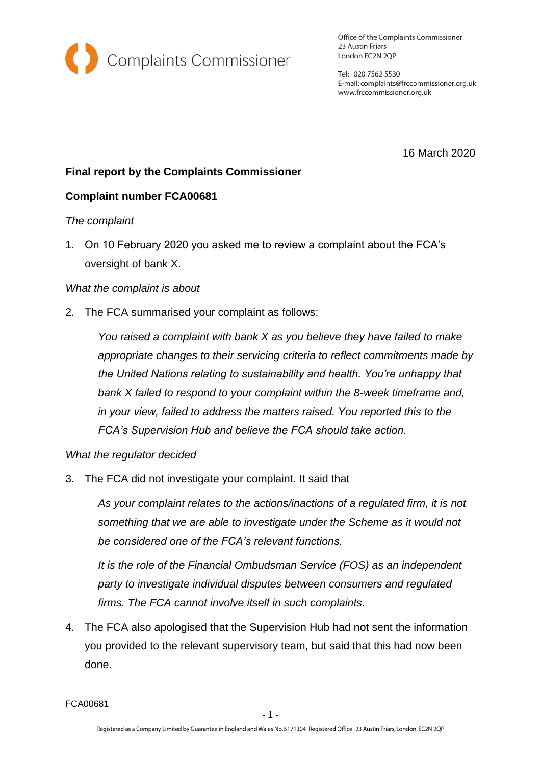Complaints Commissioner

Office of the Complaints Commissioner
23 Austin Friars
London EC2N 2QP

Tel: 020 7562 5530
E-mail: complaints@frccommissioner.org.uk
www.frccommissioner.org.uk

16 March 2020

**Final report by the Complaints Commissioner**

**Complaint number FCA00681**

*The complaint*

1. On 10 February 2020 you asked me to review a complaint about the FCA's oversight of bank X.

*What the complaint is about*

2. The FCA summarised your complaint as follows:

   *You raised a complaint with bank X as you believe they have failed to make appropriate changes to their servicing criteria to reflect commitments made by the United Nations relating to sustainability and health. You're unhappy that bank X failed to respond to your complaint within the 8-week timeframe and, in your view, failed to address the matters raised. You reported this to the FCA's Supervision Hub and believe the FCA should take action.*

*What the regulator decided*

3. The FCA did not investigate your complaint. It said that

   *As your complaint relates to the actions/inactions of a regulated firm, it is not something that we are able to investigate under the Scheme as it would not be considered one of the FCA's relevant functions.*

   *It is the role of the Financial Ombudsman Service (FOS) as an independent party to investigate individual disputes between consumers and regulated firms. The FCA cannot involve itself in such complaints.*

4. The FCA also apologised that the Supervision Hub had not sent the information you provided to the relevant supervisory team, but said that this had now been done.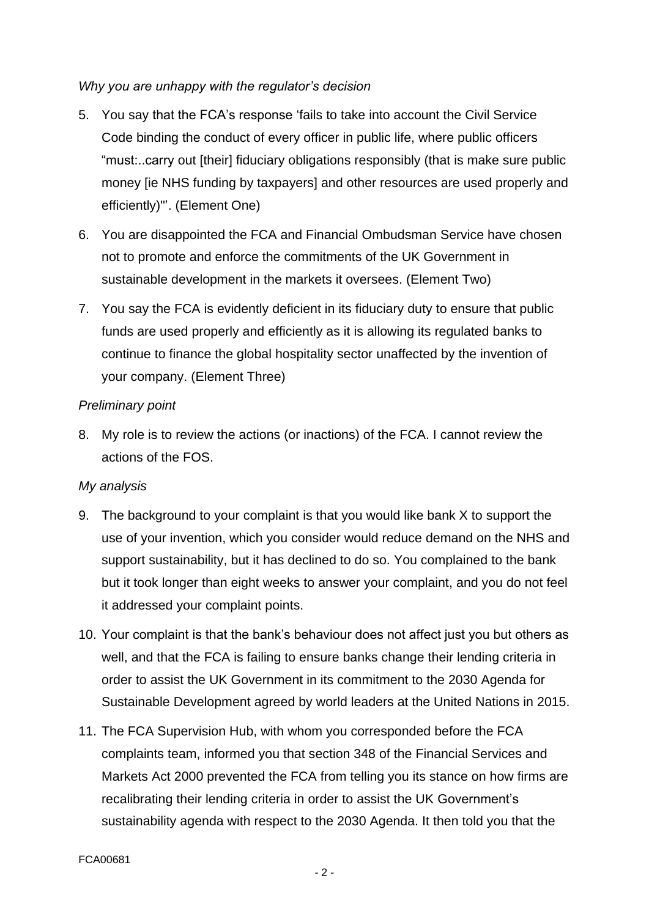*Why you are unhappy with the regulator's decision*

5. You say that the FCA's response 'fails to take into account the Civil Service Code binding the conduct of every officer in public life, where public officers "must:..carry out [their] fiduciary obligations responsibly (that is make sure public money [ie NHS funding by taxpayers] and other resources are used properly and efficiently)"'. (Element One)

6. You are disappointed the FCA and Financial Ombudsman Service have chosen not to promote and enforce the commitments of the UK Government in sustainable development in the markets it oversees. (Element Two)

7. You say the FCA is evidently deficient in its fiduciary duty to ensure that public funds are used properly and efficiently as it is allowing its regulated banks to continue to finance the global hospitality sector unaffected by the invention of your company. (Element Three)

*Preliminary point*

8. My role is to review the actions (or inactions) of the FCA. I cannot review the actions of the FOS.

*My analysis*

9. The background to your complaint is that you would like bank X to support the use of your invention, which you consider would reduce demand on the NHS and support sustainability, but it has declined to do so. You complained to the bank but it took longer than eight weeks to answer your complaint, and you do not feel it addressed your complaint points.

10. Your complaint is that the bank's behaviour does not affect just you but others as well, and that the FCA is failing to ensure banks change their lending criteria in order to assist the UK Government in its commitment to the 2030 Agenda for Sustainable Development agreed by world leaders at the United Nations in 2015.

11. The FCA Supervision Hub, with whom you corresponded before the FCA complaints team, informed you that section 348 of the Financial Services and Markets Act 2000 prevented the FCA from telling you its stance on how firms are recalibrating their lending criteria in order to assist the UK Government's sustainability agenda with respect to the 2030 Agenda. It then told you that the

FCA00681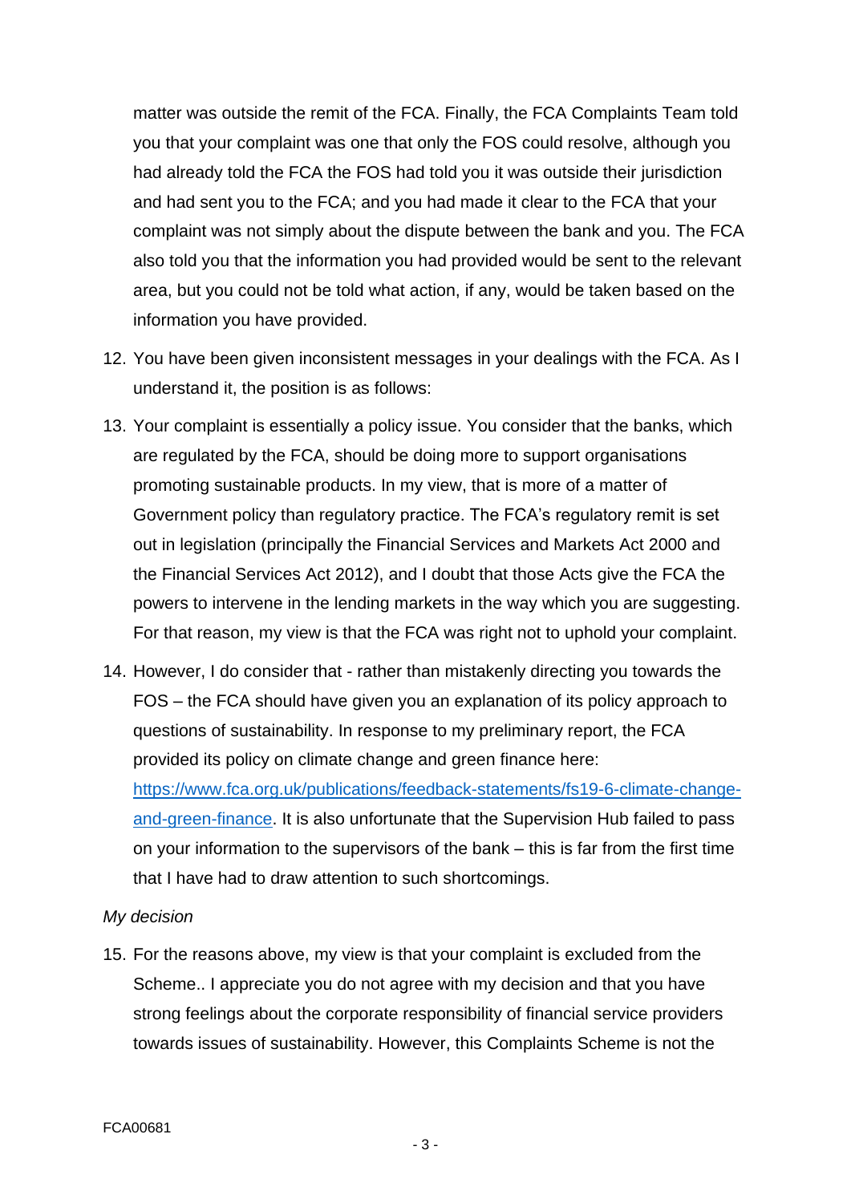matter was outside the remit of the FCA. Finally, the FCA Complaints Team told you that your complaint was one that only the FOS could resolve, although you had already told the FCA the FOS had told you it was outside their jurisdiction and had sent you to the FCA; and you had made it clear to the FCA that your complaint was not simply about the dispute between the bank and you. The FCA also told you that the information you had provided would be sent to the relevant area, but you could not be told what action, if any, would be taken based on the information you have provided.

12. You have been given inconsistent messages in your dealings with the FCA. As I understand it, the position is as follows:

13. Your complaint is essentially a policy issue. You consider that the banks, which are regulated by the FCA, should be doing more to support organisations promoting sustainable products. In my view, that is more of a matter of Government policy than regulatory practice. The FCA's regulatory remit is set out in legislation (principally the Financial Services and Markets Act 2000 and the Financial Services Act 2012), and I doubt that those Acts give the FCA the powers to intervene in the lending markets in the way which you are suggesting. For that reason, my view is that the FCA was right not to uphold your complaint.

14. However, I do consider that - rather than mistakenly directing you towards the FOS – the FCA should have given you an explanation of its policy approach to questions of sustainability. In response to my preliminary report, the FCA provided its policy on climate change and green finance here: [https://www.fca.org.uk/publications/feedback-statements/fs19-6-climate-change-and-green-finance](https://www.fca.org.uk/publications/feedback-statements/fs19-6-climate-change-and-green-finance). It is also unfortunate that the Supervision Hub failed to pass on your information to the supervisors of the bank – this is far from the first time that I have had to draw attention to such shortcomings.

*My decision*

15. For the reasons above, my view is that your complaint is excluded from the Scheme.. I appreciate you do not agree with my decision and that you have strong feelings about the corporate responsibility of financial service providers towards issues of sustainability. However, this Complaints Scheme is not the

FCA00681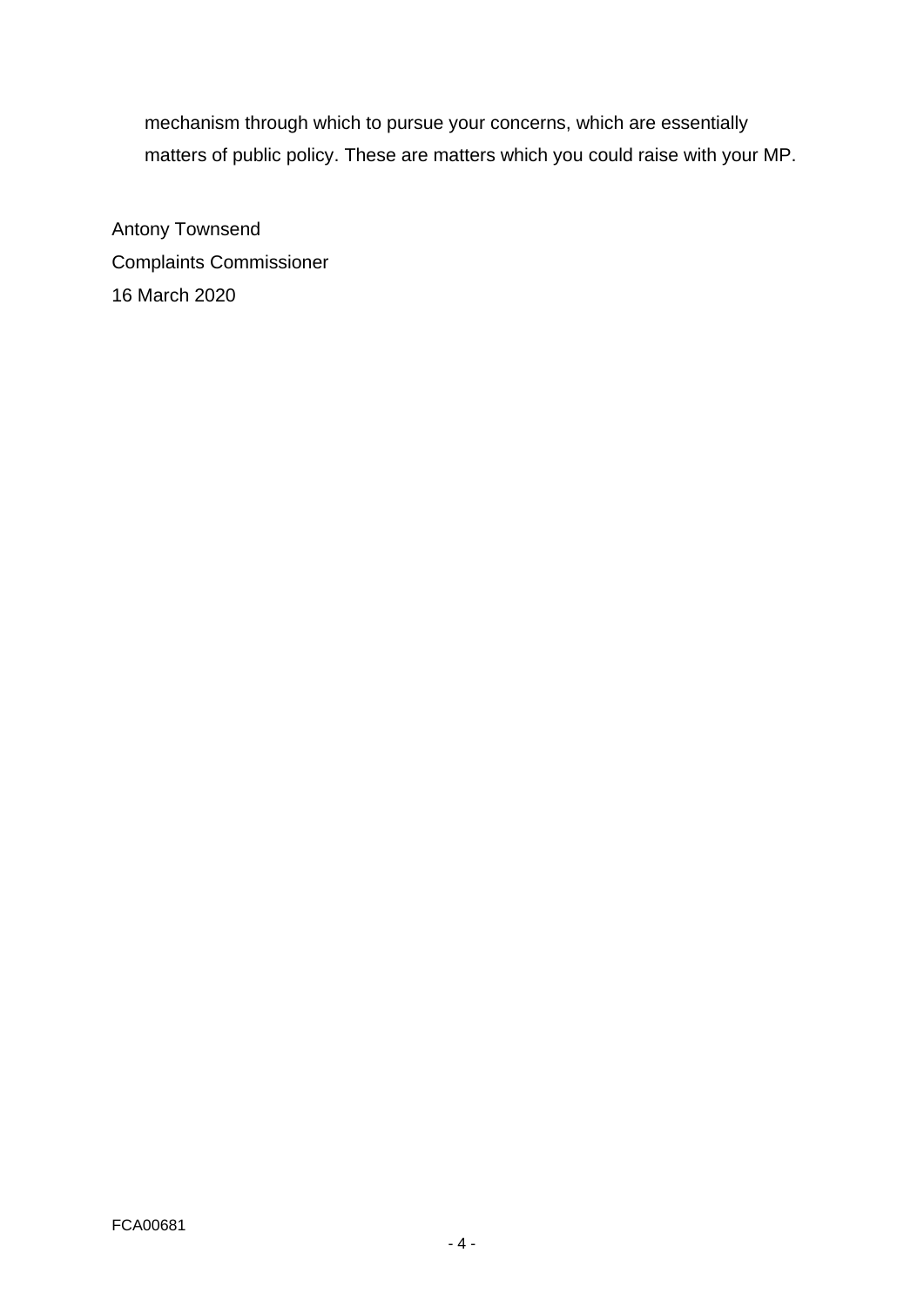mechanism through which to pursue your concerns, which are essentially matters of public policy. These are matters which you could raise with your MP.

Antony Townsend
Complaints Commissioner
16 March 2020

FCA00681